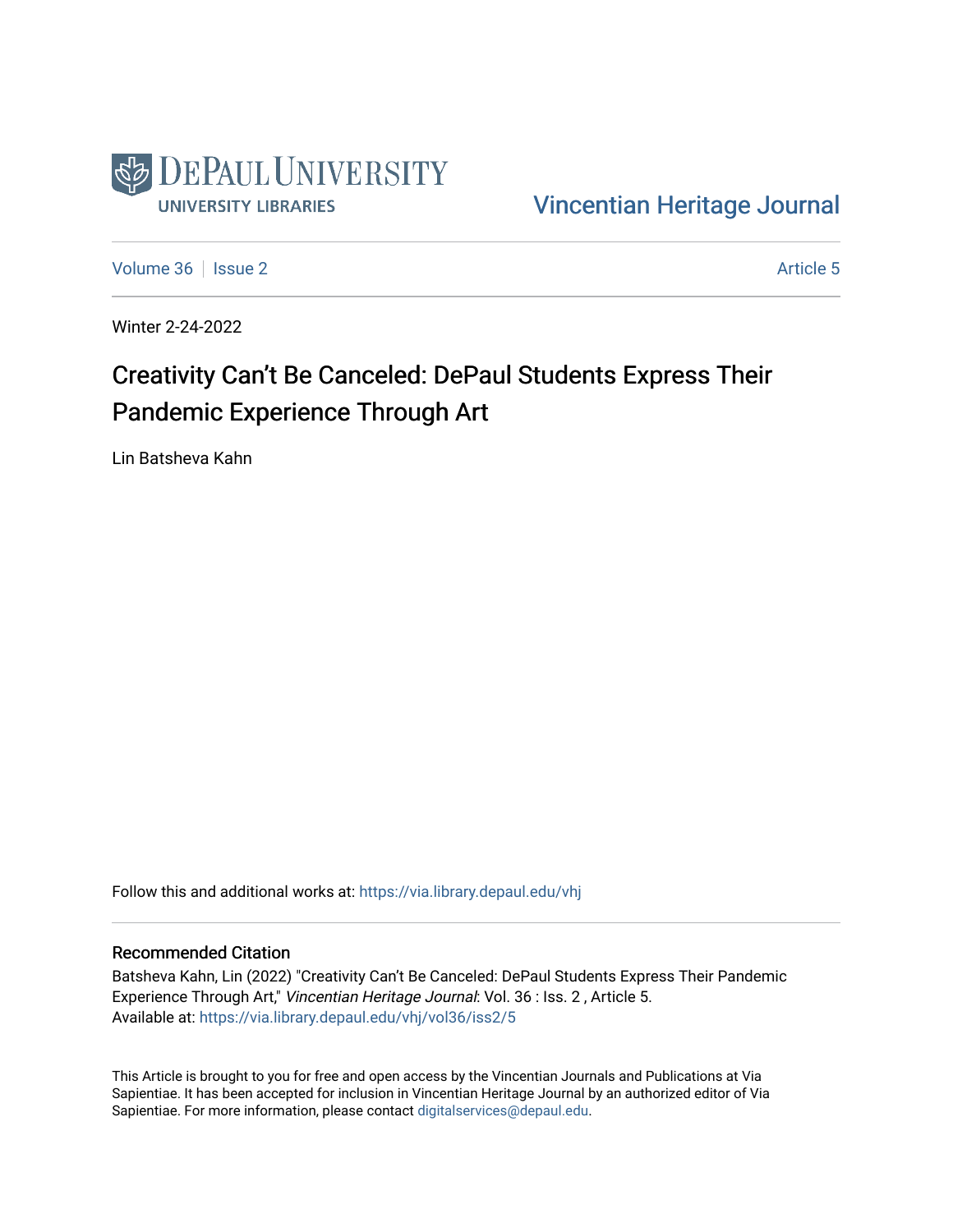DePaul University
University Libraries

Vincentian Heritage Journal

Volume 36 | Issue 2 | Article 5

Winter 2-24-2022

# Creativity Can't Be Canceled: DePaul Students Express Their Pandemic Experience Through Art

Lin Batsheva Kahn

Follow this and additional works at: https://via.library.depaul.edu/vhj

## Recommended Citation

Batsheva Kahn, Lin (2022) "Creativity Can't Be Canceled: DePaul Students Express Their Pandemic Experience Through Art," *Vincentian Heritage Journal*: Vol. 36 : Iss. 2 , Article 5.
Available at: https://via.library.depaul.edu/vhj/vol36/iss2/5

This Article is brought to you for free and open access by the Vincentian Journals and Publications at Via Sapientiae. It has been accepted for inclusion in Vincentian Heritage Journal by an authorized editor of Via Sapientiae. For more information, please contact digitalservices@depaul.edu.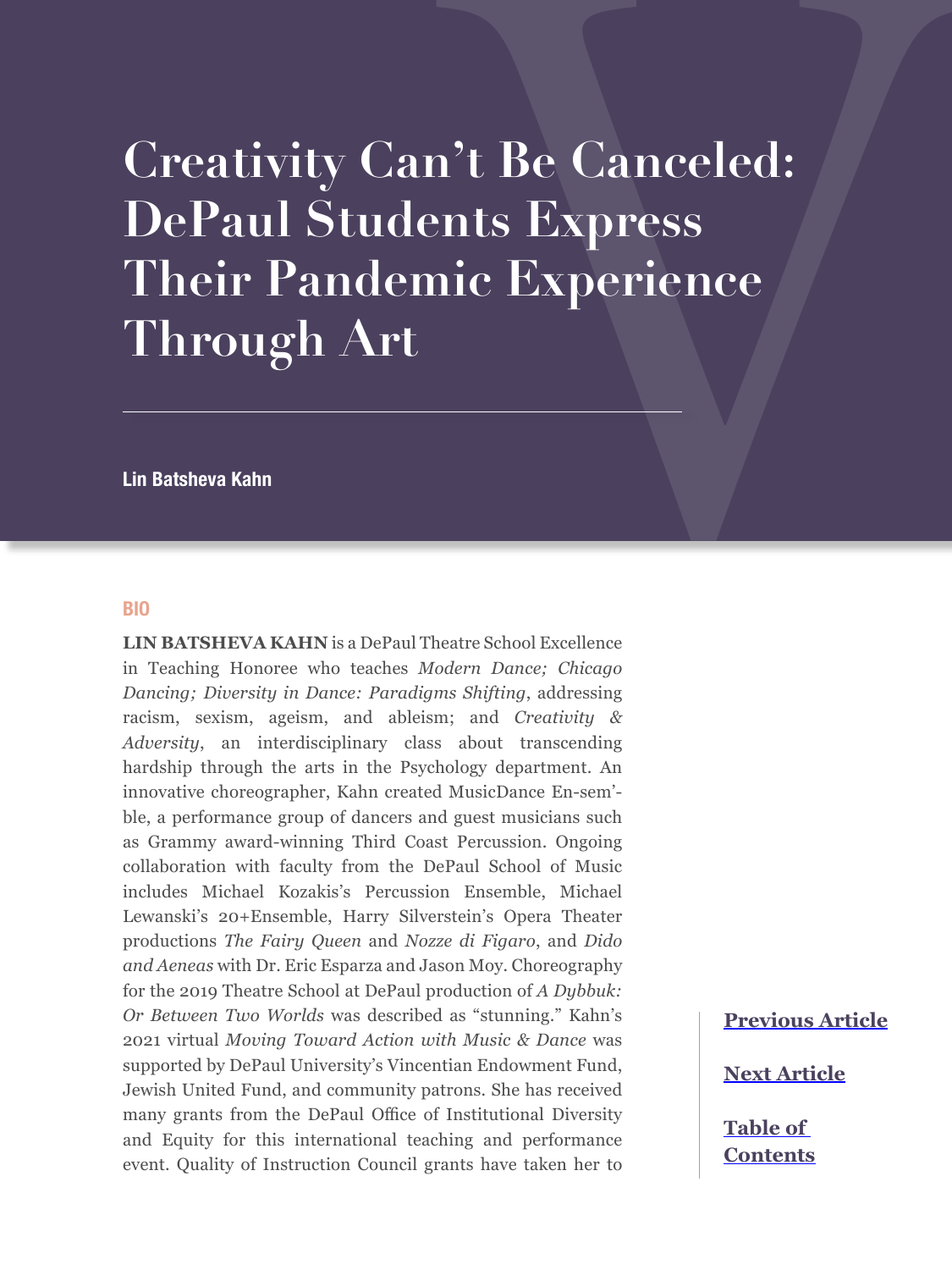# Creativity Can't Be Canceled: DePaul Students Express Their Pandemic Experience Through Art

**Lin Batsheva Kahn**

## BIO

**LIN BATSHEVA KAHN** is a DePaul Theatre School Excellence in Teaching Honoree who teaches *Modern Dance; Chicago Dancing; Diversity in Dance: Paradigms Shifting*, addressing racism, sexism, ageism, and ableism; and *Creativity & Adversity*, an interdisciplinary class about transcending hardship through the arts in the Psychology department. An innovative choreographer, Kahn created MusicDance En-sem'-ble, a performance group of dancers and guest musicians such as Grammy award-winning Third Coast Percussion. Ongoing collaboration with faculty from the DePaul School of Music includes Michael Kozakis's Percussion Ensemble, Michael Lewanski's 20+Ensemble, Harry Silverstein's Opera Theater productions *The Fairy Queen* and *Nozze di Figaro*, and *Dido and Aeneas* with Dr. Eric Esparza and Jason Moy. Choreography for the 2019 Theatre School at DePaul production of *A Dybbuk: Or Between Two Worlds* was described as "stunning." Kahn's 2021 virtual *Moving Toward Action with Music & Dance* was supported by DePaul University's Vincentian Endowment Fund, Jewish United Fund, and community patrons. She has received many grants from the DePaul Office of Institutional Diversity and Equity for this international teaching and performance event. Quality of Instruction Council grants have taken her to

Previous Article

Next Article

Table of Contents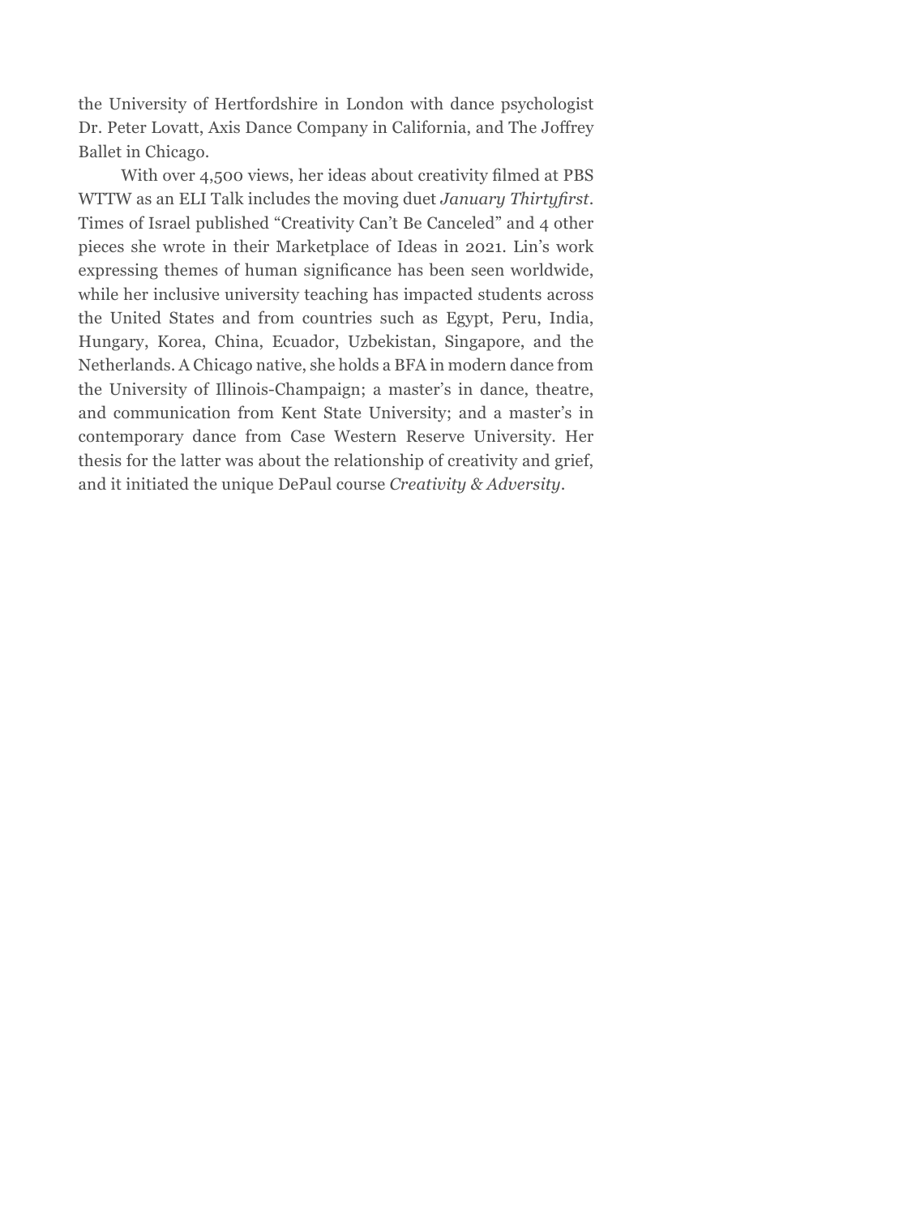the University of Hertfordshire in London with dance psychologist Dr. Peter Lovatt, Axis Dance Company in California, and The Joffrey Ballet in Chicago.

With over 4,500 views, her ideas about creativity filmed at PBS WTTW as an ELI Talk includes the moving duet *January Thirtyfirst*. Times of Israel published "Creativity Can't Be Canceled" and 4 other pieces she wrote in their Marketplace of Ideas in 2021. Lin's work expressing themes of human significance has been seen worldwide, while her inclusive university teaching has impacted students across the United States and from countries such as Egypt, Peru, India, Hungary, Korea, China, Ecuador, Uzbekistan, Singapore, and the Netherlands. A Chicago native, she holds a BFA in modern dance from the University of Illinois-Champaign; a master's in dance, theatre, and communication from Kent State University; and a master's in contemporary dance from Case Western Reserve University. Her thesis for the latter was about the relationship of creativity and grief, and it initiated the unique DePaul course *Creativity & Adversity*.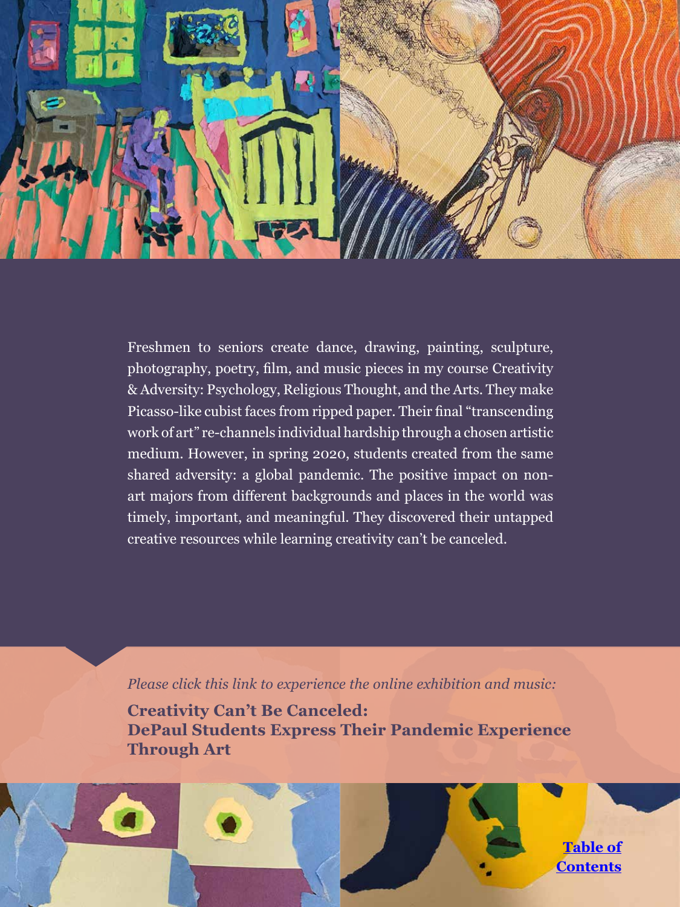Freshmen to seniors create dance, drawing, painting, sculpture, photography, poetry, film, and music pieces in my course Creativity & Adversity: Psychology, Religious Thought, and the Arts. They make Picasso-like cubist faces from ripped paper. Their final "transcending work of art" re-channels individual hardship through a chosen artistic medium. However, in spring 2020, students created from the same shared adversity: a global pandemic. The positive impact on non-art majors from different backgrounds and places in the world was timely, important, and meaningful. They discovered their untapped creative resources while learning creativity can't be canceled.

*Please click this link to experience the online exhibition and music:*

**Creativity Can't Be Canceled: DePaul Students Express Their Pandemic Experience Through Art**

**Table of Contents**